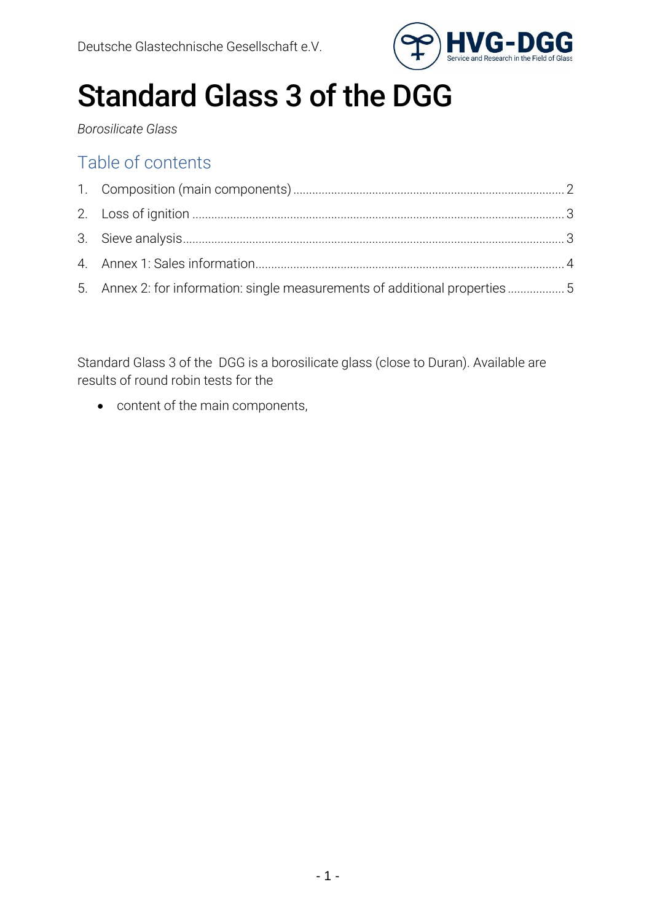Deutsche Glastechnische Gesellschaft e.V.

# Standard Glass 3 of the DGG

*Borosilicate Glass*

## Table of contents

1. Composition (main components) ..... 2
2. Loss of ignition ..... 3
3. Sieve analysis ..... 3
4. Annex 1: Sales information ..... 4
5. Annex 2: for information: single measurements of additional properties ..... 5

Standard Glass 3 of the  DGG is a borosilicate glass (close to Duran). Available are results of round robin tests for the

- content of the main components,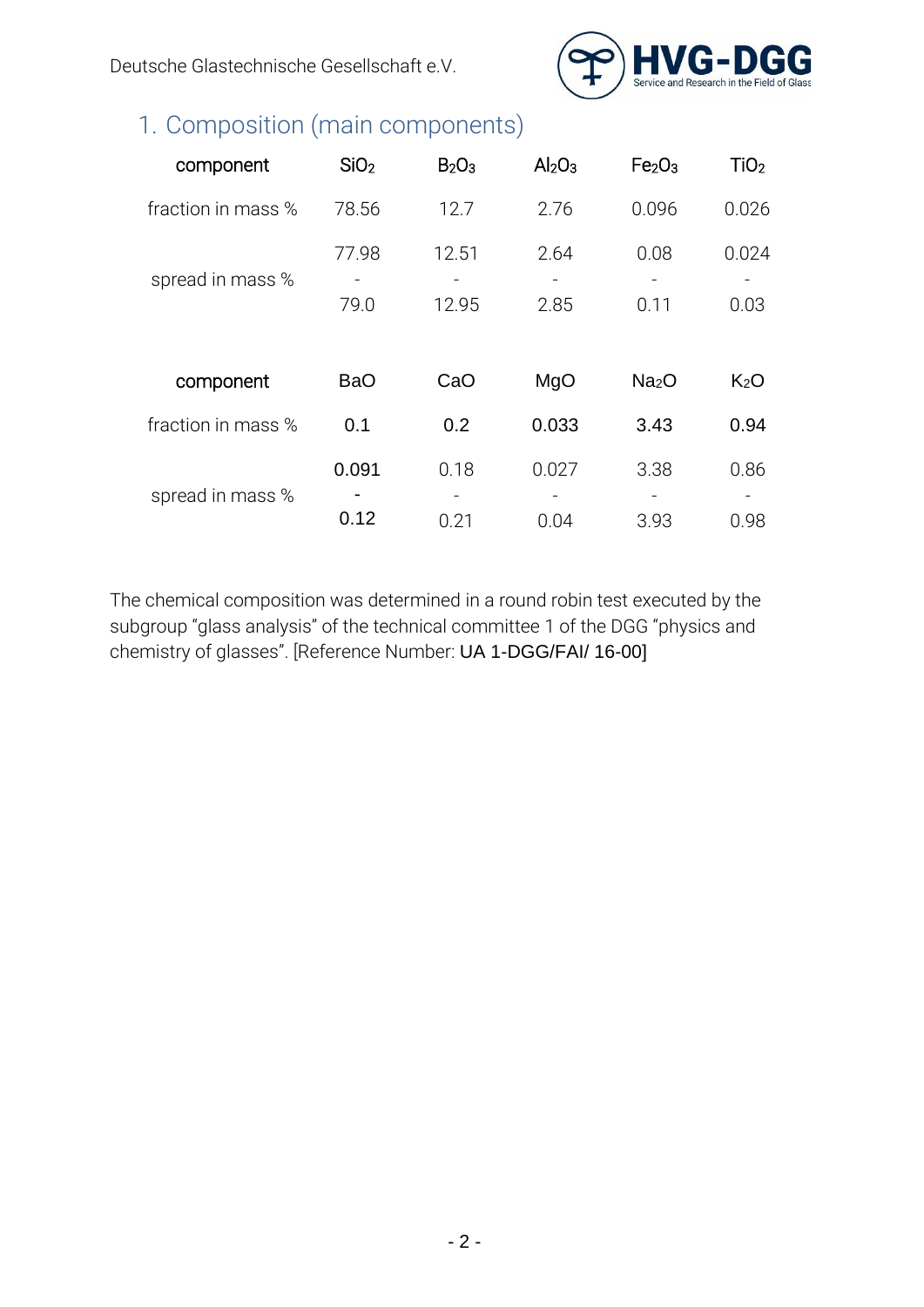## 1. Composition (main components)

| component | $SiO_2$ | $B_2O_3$ | $Al_2O_3$ | $Fe_2O_3$ | $TiO_2$ |
|---|---|---|---|---|---|
| fraction in mass % | 78.56 | 12.7 | 2.76 | 0.096 | 0.026 |
| spread in mass % | 77.98 - 79.0 | 12.51 - 12.95 | 2.64 - 2.85 | 0.08 - 0.11 | 0.024 - 0.03 |

| component | BaO | CaO | MgO | $Na_2O$ | $K_2O$ |
|---|---|---|---|---|---|
| fraction in mass % | 0.1 | 0.2 | 0.033 | 3.43 | 0.94 |
| spread in mass % | 0.091 - 0.12 | 0.18 - 0.21 | 0.027 - 0.04 | 3.38 - 3.93 | 0.86 - 0.98 |

The chemical composition was determined in a round robin test executed by the subgroup "glass analysis" of the technical committee 1 of the DGG "physics and chemistry of glasses". [Reference Number: UA 1-DGG/FAI/ 16-00]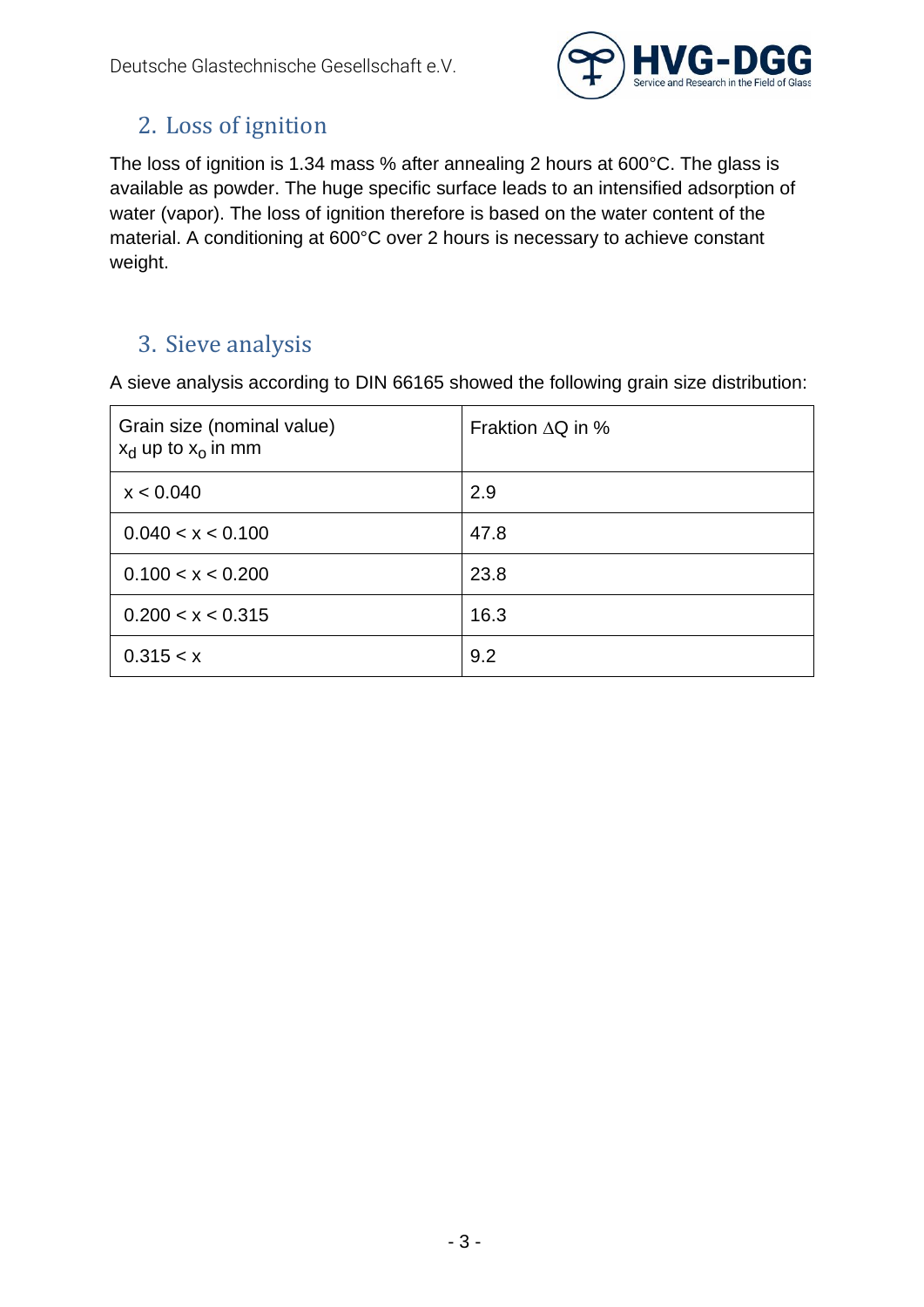## 2. Loss of ignition

The loss of ignition is 1.34 mass % after annealing 2 hours at 600°C. The glass is available as powder. The huge specific surface leads to an intensified adsorption of water (vapor). The loss of ignition therefore is based on the water content of the material. A conditioning at 600°C over 2 hours is necessary to achieve constant weight.

## 3. Sieve analysis

A sieve analysis according to DIN 66165 showed the following grain size distribution:

| Grain size (nominal value) $x_d$ up to $x_o$ in mm | Fraktion $\Delta Q$ in % |
|---|---|
| x < 0.040 | 2.9 |
| 0.040 < x < 0.100 | 47.8 |
| 0.100 < x < 0.200 | 23.8 |
| 0.200 < x < 0.315 | 16.3 |
| 0.315 < x | 9.2 |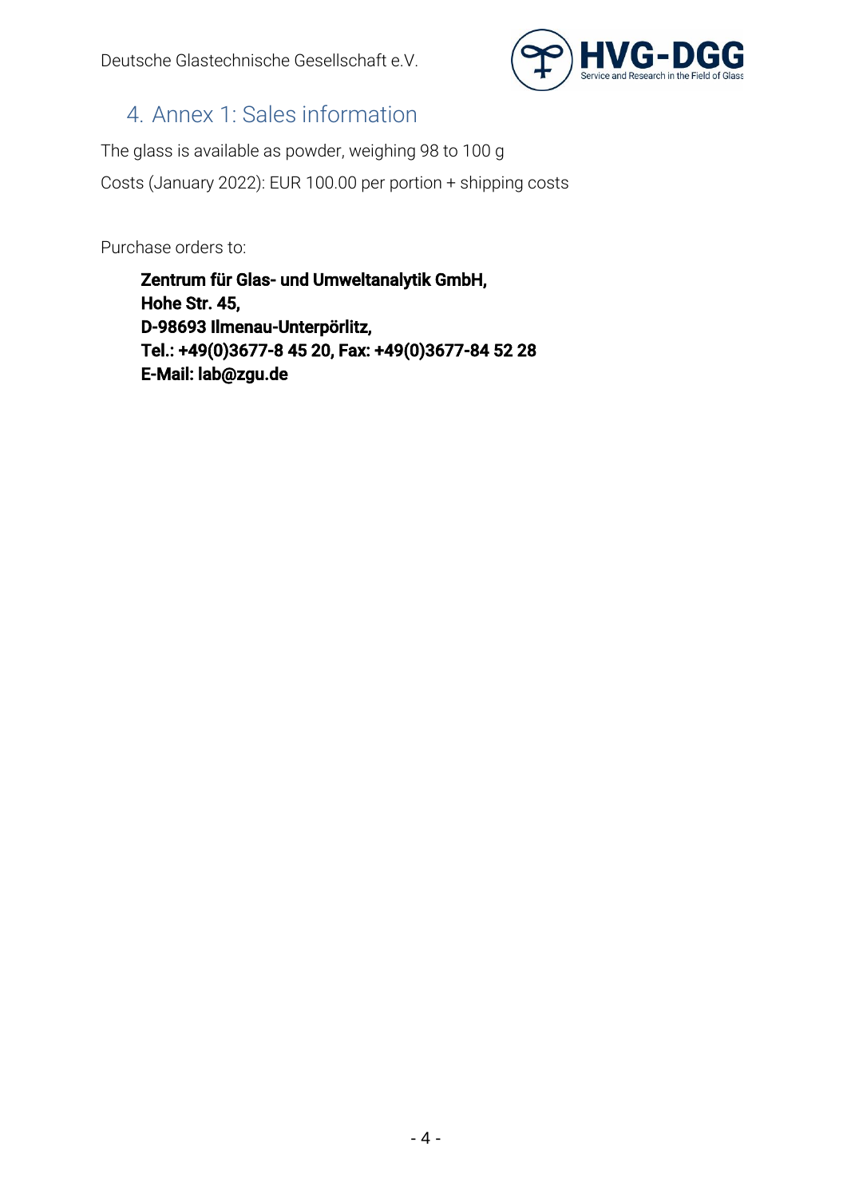## 4. Annex 1: Sales information

The glass is available as powder, weighing 98 to 100 g

Costs (January 2022): EUR 100.00 per portion + shipping costs

Purchase orders to:

> **Zentrum für Glas- und Umweltanalytik GmbH,**
> **Hohe Str. 45,**
> **D-98693 Ilmenau-Unterpörlitz,**
> **Tel.: +49(0)3677-8 45 20, Fax: +49(0)3677-84 52 28**
> **E-Mail: lab@zgu.de**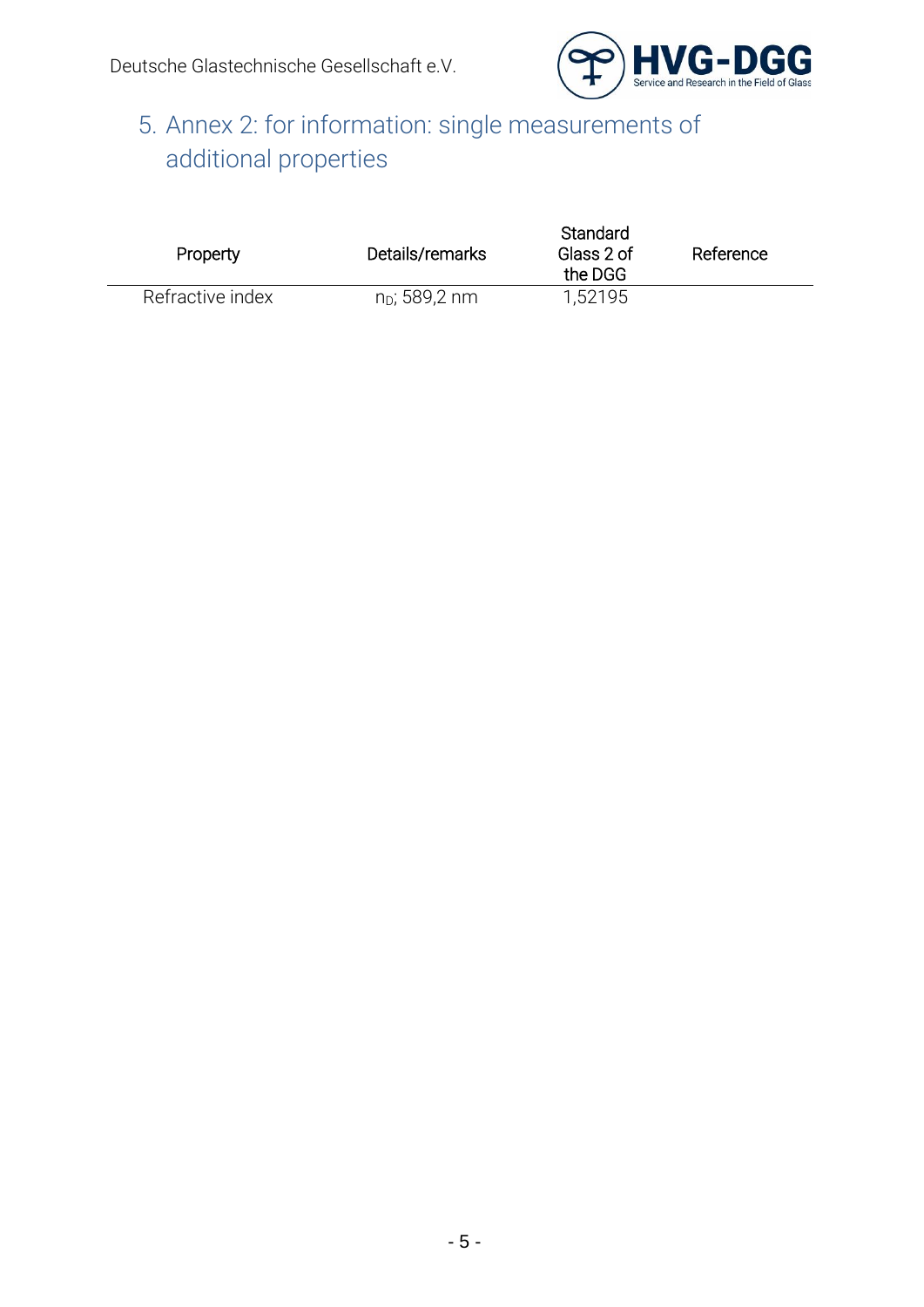# 5. Annex 2: for information: single measurements of additional properties

| Property | Details/remarks | Standard Glass 2 of the DGG | Reference |
|---|---|---|---|
| Refractive index | $n_D$; 589,2 nm | 1,52195 | |